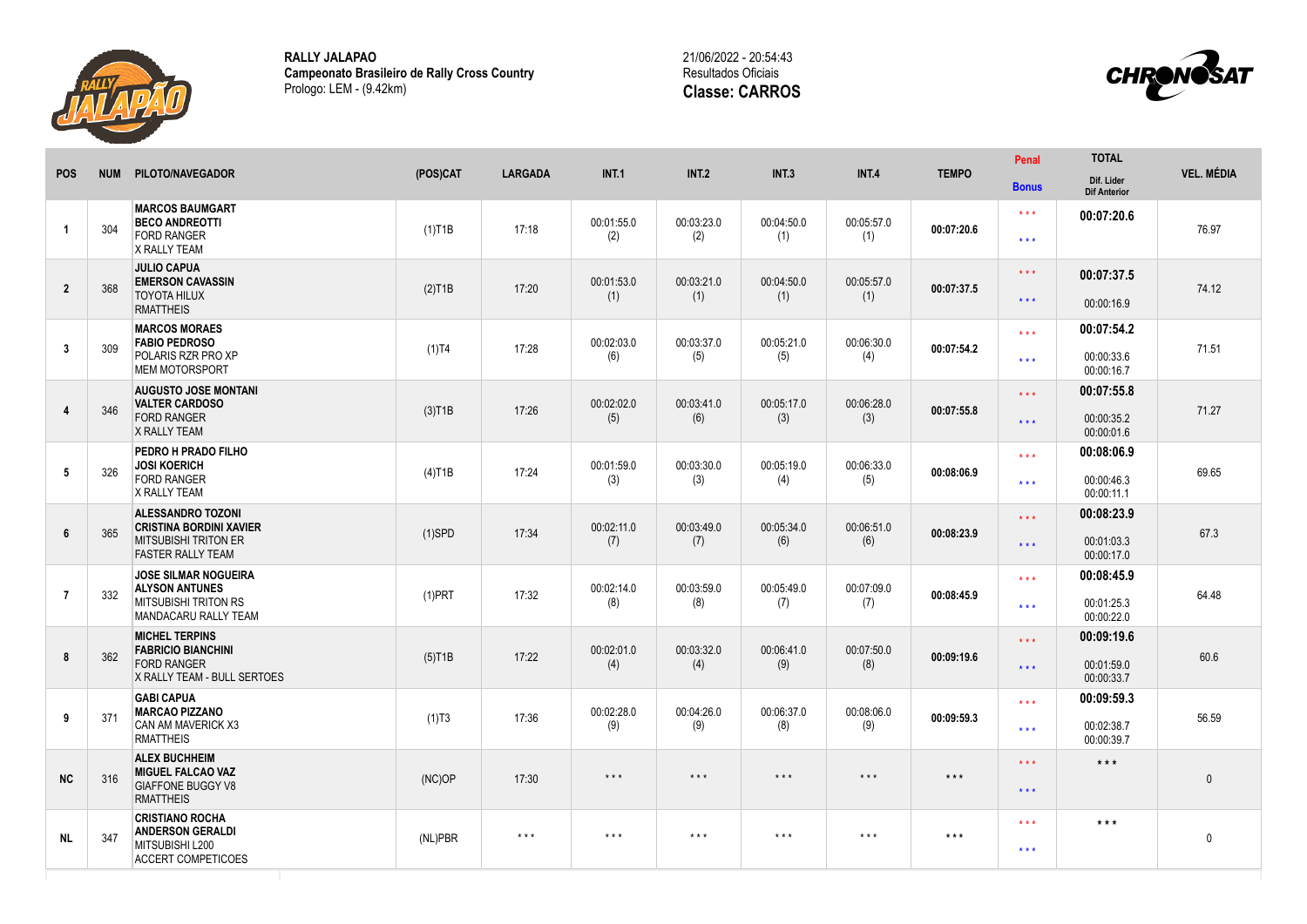**RALLY JALAPAO**
**Campeonato Brasileiro de Rally Cross Country**
Prologo: LEM - (9.42km)

21/06/2022 - 20:54:43
Resultados Oficiais
**Classe: CARROS**

| POS | NUM | PILOTO/NAVEGADOR | (POS)CAT | LARGADA | INT.1 | INT.2 | INT.3 | INT.4 | TEMPO | Penal / Bonus | TOTAL / Dif. Lider / Dif Anterior | VEL. MÉDIA |
|---|---|---|---|---|---|---|---|---|---|---|---|---|
| 1 | 304 | **MARCOS BAUMGART** **BECO ANDREOTTI** FORD RANGER X RALLY TEAM | (1)T1B | 17:18 | 00:01:55.0 (2) | 00:03:23.0 (2) | 00:04:50.0 (1) | 00:05:57.0 (1) | **00:07:20.6** | * * * / * * * | **00:07:20.6** | 76.97 |
| 2 | 368 | **JULIO CAPUA** **EMERSON CAVASSIN** TOYOTA HILUX RMATTHEIS | (2)T1B | 17:20 | 00:01:53.0 (1) | 00:03:21.0 (1) | 00:04:50.0 (1) | 00:05:57.0 (1) | **00:07:37.5** | * * * / * * * | **00:07:37.5** 00:00:16.9 | 74.12 |
| 3 | 309 | **MARCOS MORAES** **FABIO PEDROSO** POLARIS RZR PRO XP MEM MOTORSPORT | (1)T4 | 17:28 | 00:02:03.0 (6) | 00:03:37.0 (5) | 00:05:21.0 (5) | 00:06:30.0 (4) | **00:07:54.2** | * * * / * * * | **00:07:54.2** 00:00:33.6 00:00:16.7 | 71.51 |
| 4 | 346 | **AUGUSTO JOSE MONTANI** **VALTER CARDOSO** FORD RANGER X RALLY TEAM | (3)T1B | 17:26 | 00:02:02.0 (5) | 00:03:41.0 (6) | 00:05:17.0 (3) | 00:06:28.0 (3) | **00:07:55.8** | * * * / * * * | **00:07:55.8** 00:00:35.2 00:00:01.6 | 71.27 |
| 5 | 326 | **PEDRO H PRADO FILHO** **JOSI KOERICH** FORD RANGER X RALLY TEAM | (4)T1B | 17:24 | 00:01:59.0 (3) | 00:03:30.0 (3) | 00:05:19.0 (4) | 00:06:33.0 (5) | **00:08:06.9** | * * * / * * * | **00:08:06.9** 00:00:46.3 00:00:11.1 | 69.65 |
| 6 | 365 | **ALESSANDRO TOZONI** **CRISTINA BORDINI XAVIER** MITSUBISHI TRITON ER FASTER RALLY TEAM | (1)SPD | 17:34 | 00:02:11.0 (7) | 00:03:49.0 (7) | 00:05:34.0 (6) | 00:06:51.0 (6) | **00:08:23.9** | * * * / * * * | **00:08:23.9** 00:01:03.3 00:00:17.0 | 67.3 |
| 7 | 332 | **JOSE SILMAR NOGUEIRA** **ALYSON ANTUNES** MITSUBISHI TRITON RS MANDACARU RALLY TEAM | (1)PRT | 17:32 | 00:02:14.0 (8) | 00:03:59.0 (8) | 00:05:49.0 (7) | 00:07:09.0 (7) | **00:08:45.9** | * * * / * * * | **00:08:45.9** 00:01:25.3 00:00:22.0 | 64.48 |
| 8 | 362 | **MICHEL TERPINS** **FABRICIO BIANCHINI** FORD RANGER X RALLY TEAM - BULL SERTOES | (5)T1B | 17:22 | 00:02:01.0 (4) | 00:03:32.0 (4) | 00:06:41.0 (9) | 00:07:50.0 (8) | **00:09:19.6** | * * * / * * * | **00:09:19.6** 00:01:59.0 00:00:33.7 | 60.6 |
| 9 | 371 | **GABI CAPUA** **MARCAO PIZZANO** CAN AM MAVERICK X3 RMATTHEIS | (1)T3 | 17:36 | 00:02:28.0 (9) | 00:04:26.0 (9) | 00:06:37.0 (8) | 00:08:06.0 (9) | **00:09:59.3** | * * * / * * * | **00:09:59.3** 00:02:38.7 00:00:39.7 | 56.59 |
| NC | 316 | **ALEX BUCHHEIM** **MIGUEL FALCAO VAZ** GIAFFONE BUGGY V8 RMATTHEIS | (NC)OP | 17:30 | * * * | * * * | * * * | * * * | * * * | * * * / * * * | * * * | 0 |
| NL | 347 | **CRISTIANO ROCHA** **ANDERSON GERALDI** MITSUBISHI L200 ACCERT COMPETICOES | (NL)PBR | * * * | * * * | * * * | * * * | * * * | * * * | * * * / * * * | * * * | 0 |